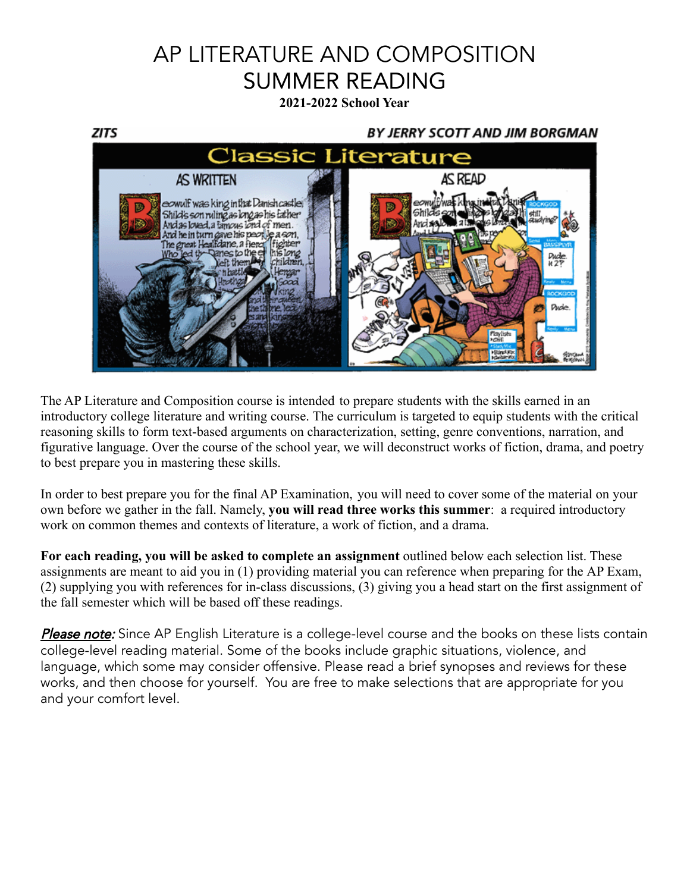# AP LITERATURE AND COMPOSITION SUMMER READING

**2021-2022 School Year**

The AP Literature and Composition course is intended to prepare students with the skills earned in an introductory college literature and writing course. The curriculum is targeted to equip students with the critical reasoning skills to form text-based arguments on characterization, setting, genre conventions, narration, and figurative language. Over the course of the school year, we will deconstruct works of fiction, drama, and poetry to best prepare you in mastering these skills.

In order to best prepare you for the final AP Examination, you will need to cover some of the material on your own before we gather in the fall. Namely, **you will read three works this summer**: a required introductory work on common themes and contexts of literature, a work of fiction, and a drama.

**For each reading, you will be asked to complete an assignment** outlined below each selection list. These assignments are meant to aid you in (1) providing material you can reference when preparing for the AP Exam, (2) supplying you with references for in-class discussions, (3) giving you a head start on the first assignment of the fall semester which will be based off these readings.

***Please note:*** Since AP English Literature is a college-level course and the books on these lists contain college-level reading material. Some of the books include graphic situations, violence, and language, which some may consider offensive. Please read a brief synopses and reviews for these works, and then choose for yourself. You are free to make selections that are appropriate for you and your comfort level.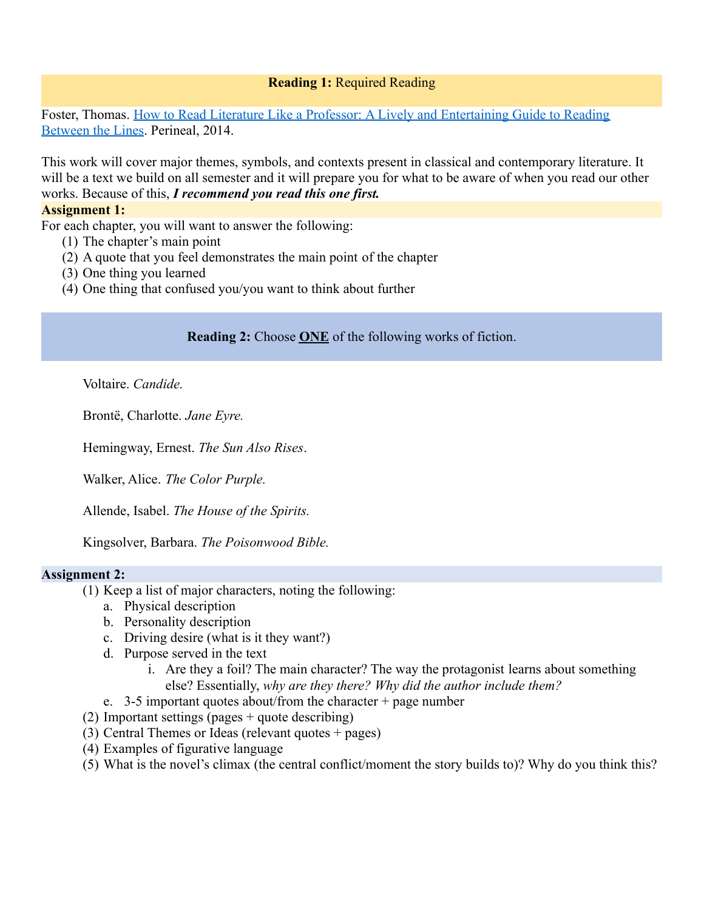**Reading 1:** Required Reading

Foster, Thomas. [How to Read Literature Like a Professor: A Lively and Entertaining Guide to Reading Between the Lines](). Perineal, 2014.

This work will cover major themes, symbols, and contexts present in classical and contemporary literature. It will be a text we build on all semester and it will prepare you for what to be aware of when you read our other works. Because of this, ***I recommend you read this one first.***

**Assignment 1:**

For each chapter, you will want to answer the following:

1. The chapter's main point
2. A quote that you feel demonstrates the main point of the chapter
3. One thing you learned
4. One thing that confused you/you want to think about further

**Reading 2:** Choose **ONE** of the following works of fiction.

Voltaire. *Candide.*

Brontë, Charlotte. *Jane Eyre.*

Hemingway, Ernest. *The Sun Also Rises*.

Walker, Alice. *The Color Purple.*

Allende, Isabel. *The House of the Spirits.*

Kingsolver, Barbara. *The Poisonwood Bible.*

**Assignment 2:**

1. Keep a list of major characters, noting the following:
   a. Physical description
   b. Personality description
   c. Driving desire (what is it they want?)
   d. Purpose served in the text
      i. Are they a foil? The main character? The way the protagonist learns about something else? Essentially, *why are they there? Why did the author include them?*
   e. 3-5 important quotes about/from the character + page number
2. Important settings (pages + quote describing)
3. Central Themes or Ideas (relevant quotes + pages)
4. Examples of figurative language
5. What is the novel's climax (the central conflict/moment the story builds to)? Why do you think this?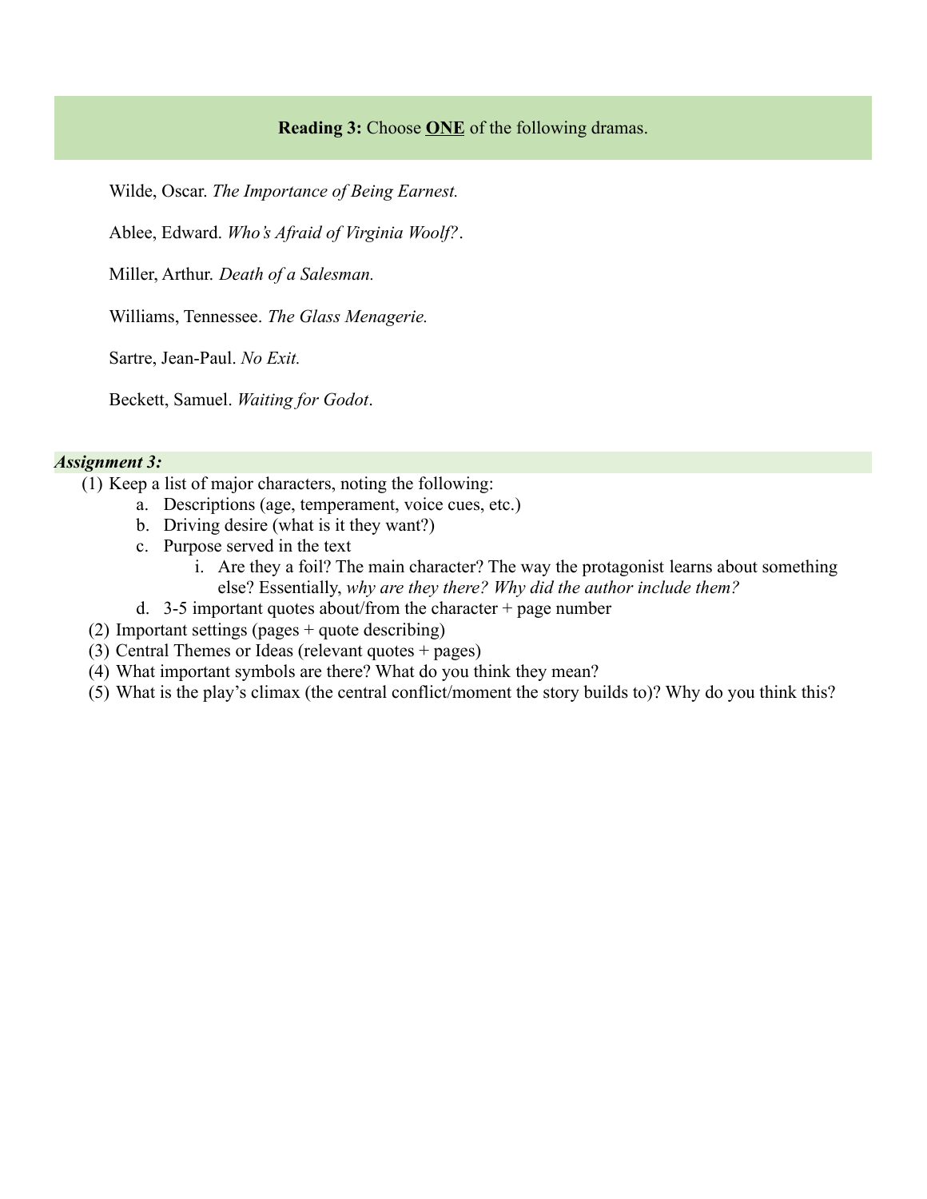**Reading 3:** Choose **ONE** of the following dramas.

Wilde, Oscar. *The Importance of Being Earnest.*

Ablee, Edward. *Who's Afraid of Virginia Woolf?*.

Miller, Arthur. *Death of a Salesman.*

Williams, Tennessee. *The Glass Menagerie.*

Sartre, Jean-Paul. *No Exit.*

Beckett, Samuel. *Waiting for Godot*.

***Assignment 3:***

(1) Keep a list of major characters, noting the following:
   a. Descriptions (age, temperament, voice cues, etc.)
   b. Driving desire (what is it they want?)
   c. Purpose served in the text
      i. Are they a foil? The main character? The way the protagonist learns about something else? Essentially, *why are they there? Why did the author include them?*
   d. 3-5 important quotes about/from the character + page number

(2) Important settings (pages + quote describing)

(3) Central Themes or Ideas (relevant quotes + pages)

(4) What important symbols are there? What do you think they mean?

(5) What is the play's climax (the central conflict/moment the story builds to)? Why do you think this?